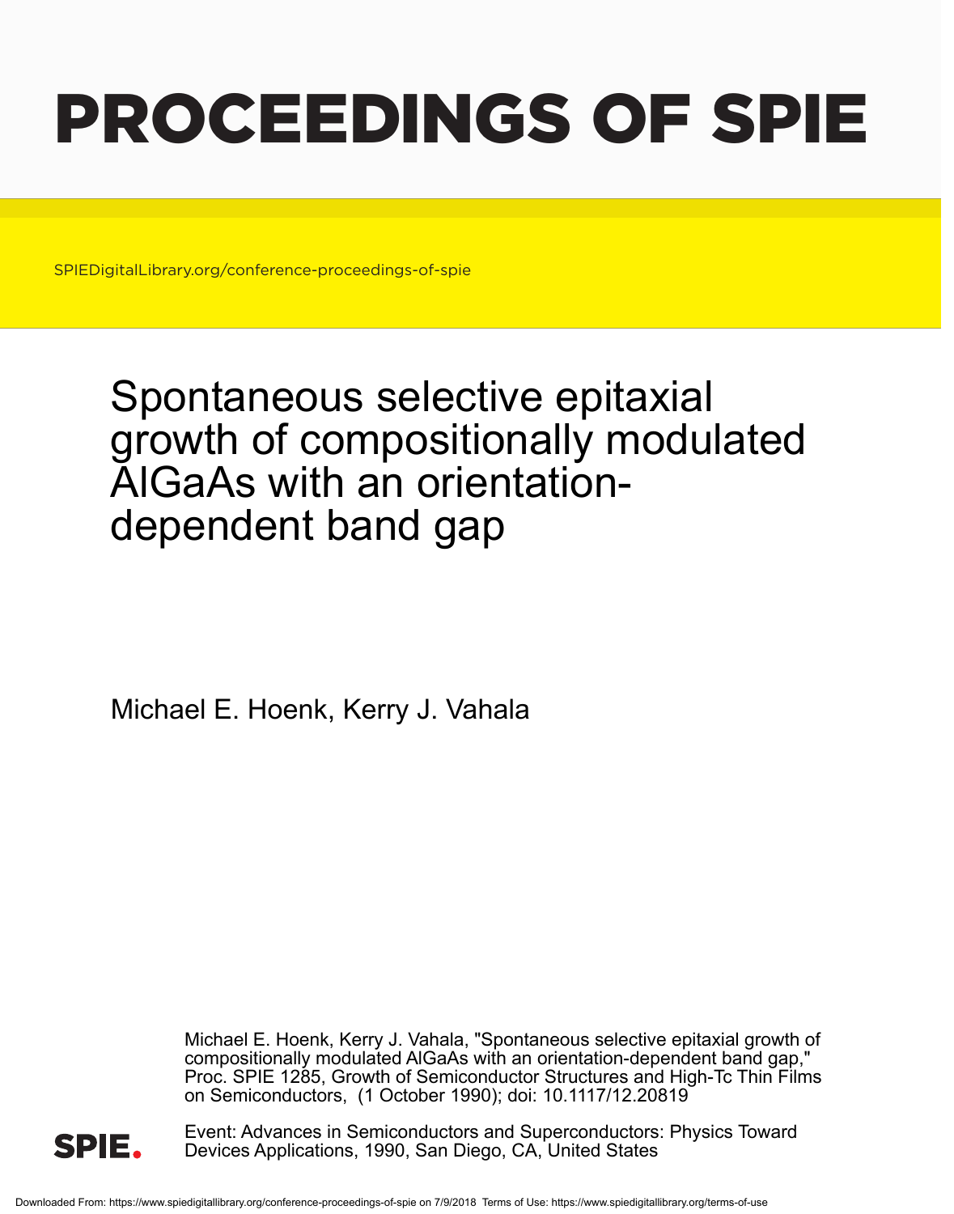# PROCEEDINGS OF SPIE

SPIEDigitalLibrary.org/conference-proceedings-of-spie

# Spontaneous selective epitaxial growth of compositionally modulated AlGaAs with an orientation-dependent band gap

Michael E. Hoenk, Kerry J. Vahala

Michael E. Hoenk, Kerry J. Vahala, "Spontaneous selective epitaxial growth of compositionally modulated AlGaAs with an orientation-dependent band gap," Proc. SPIE 1285, Growth of Semiconductor Structures and High-Tc Thin Films on Semiconductors, (1 October 1990); doi: 10.1117/12.20819

Event: Advances in Semiconductors and Superconductors: Physics Toward Devices Applications, 1990, San Diego, CA, United States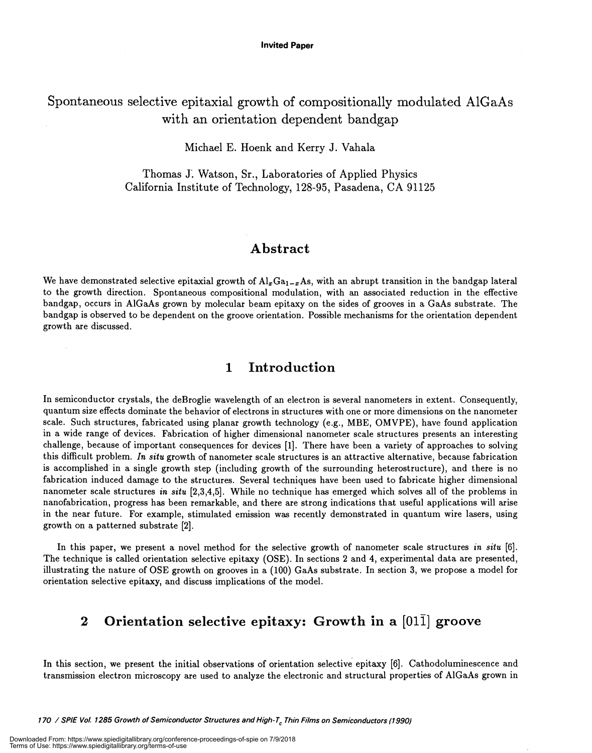**Invited Paper**

# Spontaneous selective epitaxial growth of compositionally modulated AlGaAs with an orientation dependent bandgap

Michael E. Hoenk and Kerry J. Vahala

Thomas J. Watson, Sr., Laboratories of Applied Physics
California Institute of Technology, 128-95, Pasadena, CA 91125

## Abstract

We have demonstrated selective epitaxial growth of $Al_xGa_{1-x}As$, with an abrupt transition in the bandgap lateral to the growth direction. Spontaneous compositional modulation, with an associated reduction in the effective bandgap, occurs in AlGaAs grown by molecular beam epitaxy on the sides of grooves in a GaAs substrate. The bandgap is observed to be dependent on the groove orientation. Possible mechanisms for the orientation dependent growth are discussed.

## 1 Introduction

In semiconductor crystals, the deBroglie wavelength of an electron is several nanometers in extent. Consequently, quantum size effects dominate the behavior of electrons in structures with one or more dimensions on the nanometer scale. Such structures, fabricated using planar growth technology (e.g., MBE, OMVPE), have found application in a wide range of devices. Fabrication of higher dimensional nanometer scale structures presents an interesting challenge, because of important consequences for devices [1]. There have been a variety of approaches to solving this difficult problem. *In situ* growth of nanometer scale structures is an attractive alternative, because fabrication is accomplished in a single growth step (including growth of the surrounding heterostructure), and there is no fabrication induced damage to the structures. Several techniques have been used to fabricate higher dimensional nanometer scale structures *in situ* [2,3,4,5]. While no technique has emerged which solves all of the problems in nanofabrication, progress has been remarkable, and there are strong indications that useful applications will arise in the near future. For example, stimulated emission was recently demonstrated in quantum wire lasers, using growth on a patterned substrate [2].

In this paper, we present a novel method for the selective growth of nanometer scale structures *in situ* [6]. The technique is called orientation selective epitaxy (OSE). In sections 2 and 4, experimental data are presented, illustrating the nature of OSE growth on grooves in a (100) GaAs substrate. In section 3, we propose a model for orientation selective epitaxy, and discuss implications of the model.

## 2 Orientation selective epitaxy: Growth in a $[01\bar{1}]$ groove

In this section, we present the initial observations of orientation selective epitaxy [6]. Cathodoluminescence and transmission electron microscopy are used to analyze the electronic and structural properties of AlGaAs grown in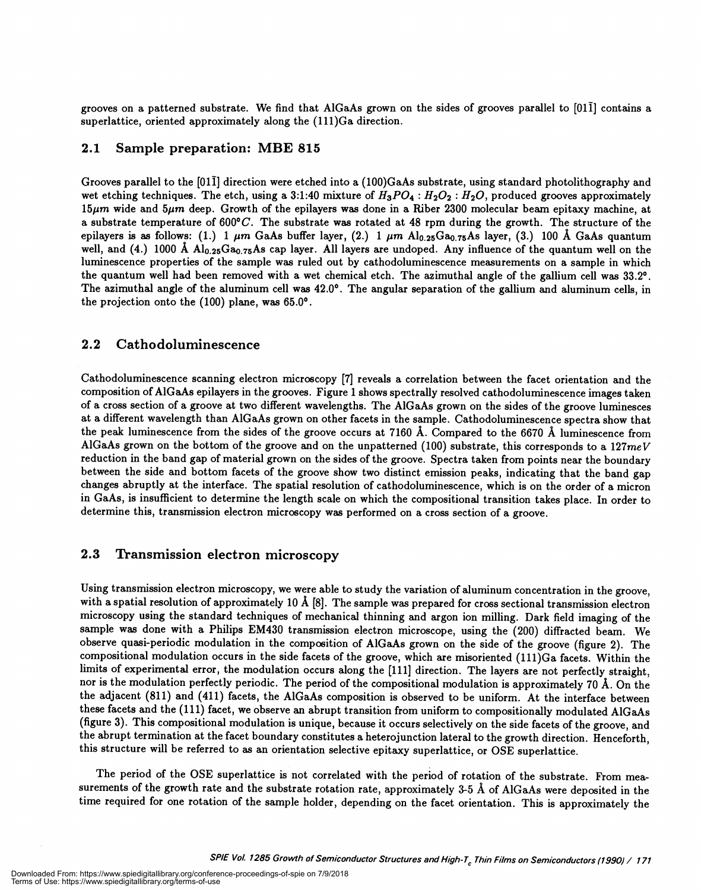grooves on a patterned substrate. We find that AlGaAs grown on the sides of grooves parallel to [01$\bar{1}$] contains a superlattice, oriented approximately along the (111)Ga direction.

## 2.1 Sample preparation: MBE 815

Grooves parallel to the [01$\bar{1}$] direction were etched into a (100)GaAs substrate, using standard photolithography and wet etching techniques. The etch, using a 3:1:40 mixture of $H_3PO_4 : H_2O_2 : H_2O$, produced grooves approximately $15 \mu m$ wide and $5 \mu m$ deep. Growth of the epilayers was done in a Riber 2300 molecular beam epitaxy machine, at a substrate temperature of $600°C$. The substrate was rotated at 48 rpm during the growth. The structure of the epilayers is as follows: (1.) 1 $\mu m$ GaAs buffer layer, (2.) 1 $\mu m$ $Al_{0.25}Ga_{0.75}As$ layer, (3.) 100 Å GaAs quantum well, and (4.) 1000 Å $Al_{0.25}Ga_{0.75}As$ cap layer. All layers are undoped. Any influence of the quantum well on the luminescence properties of the sample was ruled out by cathodoluminescence measurements on a sample in which the quantum well had been removed with a wet chemical etch. The azimuthal angle of the gallium cell was 33.2°. The azimuthal angle of the aluminum cell was 42.0°. The angular separation of the gallium and aluminum cells, in the projection onto the (100) plane, was 65.0°.

## 2.2 Cathodoluminescence

Cathodoluminescence scanning electron microscopy [7] reveals a correlation between the facet orientation and the composition of AlGaAs epilayers in the grooves. Figure 1 shows spectrally resolved cathodoluminescence images taken of a cross section of a groove at two different wavelengths. The AlGaAs grown on the sides of the groove luminesces at a different wavelength than AlGaAs grown on other facets in the sample. Cathodoluminescence spectra show that the peak luminescence from the sides of the groove occurs at 7160 Å. Compared to the 6670 Å luminescence from AlGaAs grown on the bottom of the groove and on the unpatterned (100) substrate, this corresponds to a $127 meV$ reduction in the band gap of material grown on the sides of the groove. Spectra taken from points near the boundary between the side and bottom facets of the groove show two distinct emission peaks, indicating that the band gap changes abruptly at the interface. The spatial resolution of cathodoluminescence, which is on the order of a micron in GaAs, is insufficient to determine the length scale on which the compositional transition takes place. In order to determine this, transmission electron microscopy was performed on a cross section of a groove.

## 2.3 Transmission electron microscopy

Using transmission electron microscopy, we were able to study the variation of aluminum concentration in the groove, with a spatial resolution of approximately 10 Å [8]. The sample was prepared for cross sectional transmission electron microscopy using the standard techniques of mechanical thinning and argon ion milling. Dark field imaging of the sample was done with a Philips EM430 transmission electron microscope, using the (200) diffracted beam. We observe quasi-periodic modulation in the composition of AlGaAs grown on the side of the groove (figure 2). The compositional modulation occurs in the side facets of the groove, which are misoriented (111)Ga facets. Within the limits of experimental error, the modulation occurs along the [111] direction. The layers are not perfectly straight, nor is the modulation perfectly periodic. The period of the compositional modulation is approximately 70 Å. On the the adjacent (811) and (411) facets, the AlGaAs composition is observed to be uniform. At the interface between these facets and the (111) facet, we observe an abrupt transition from uniform to compositionally modulated AlGaAs (figure 3). This compositional modulation is unique, because it occurs selectively on the side facets of the groove, and the abrupt termination at the facet boundary constitutes a heterojunction lateral to the growth direction. Henceforth, this structure will be referred to as an orientation selective epitaxy superlattice, or OSE superlattice.

The period of the OSE superlattice is not correlated with the period of rotation of the substrate. From measurements of the growth rate and the substrate rotation rate, approximately 3-5 Å of AlGaAs were deposited in the time required for one rotation of the sample holder, depending on the facet orientation. This is approximately the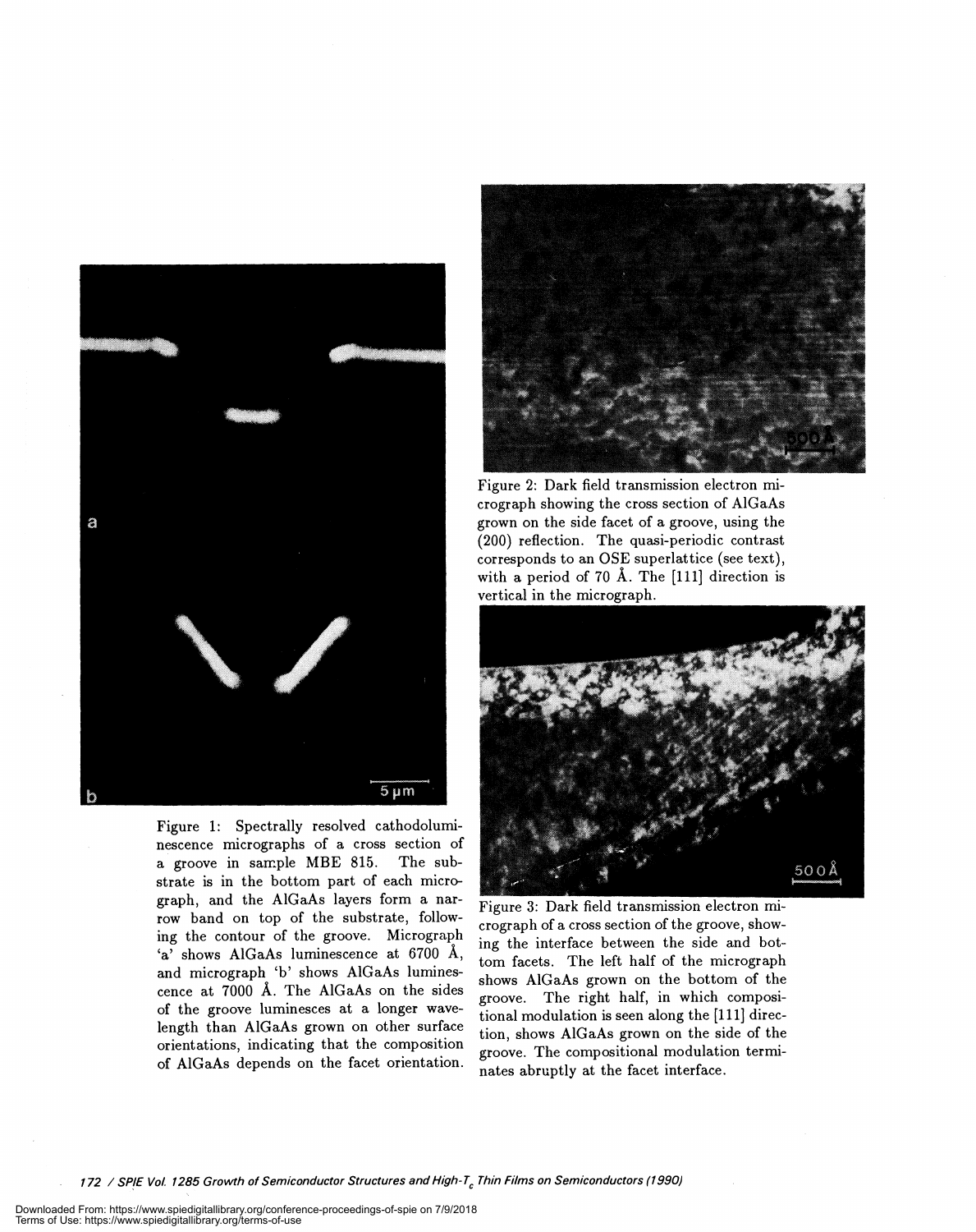Figure 1: Spectrally resolved cathodoluminescence micrographs of a cross section of a groove in sample MBE 815. The substrate is in the bottom part of each micrograph, and the AlGaAs layers form a narrow band on top of the substrate, following the contour of the groove. Micrograph 'a' shows AlGaAs luminescence at 6700 Å, and micrograph 'b' shows AlGaAs luminescence at 7000 Å. The AlGaAs on the sides of the groove luminesces at a longer wavelength than AlGaAs grown on other surface orientations, indicating that the composition of AlGaAs depends on the facet orientation.

Figure 2: Dark field transmission electron micrograph showing the cross section of AlGaAs grown on the side facet of a groove, using the (200) reflection. The quasi-periodic contrast corresponds to an OSE superlattice (see text), with a period of 70 Å. The [111] direction is vertical in the micrograph.

Figure 3: Dark field transmission electron micrograph of a cross section of the groove, showing the interface between the side and bottom facets. The left half of the micrograph shows AlGaAs grown on the bottom of the groove. The right half, in which compositional modulation is seen along the [111] direction, shows AlGaAs grown on the side of the groove. The compositional modulation terminates abruptly at the facet interface.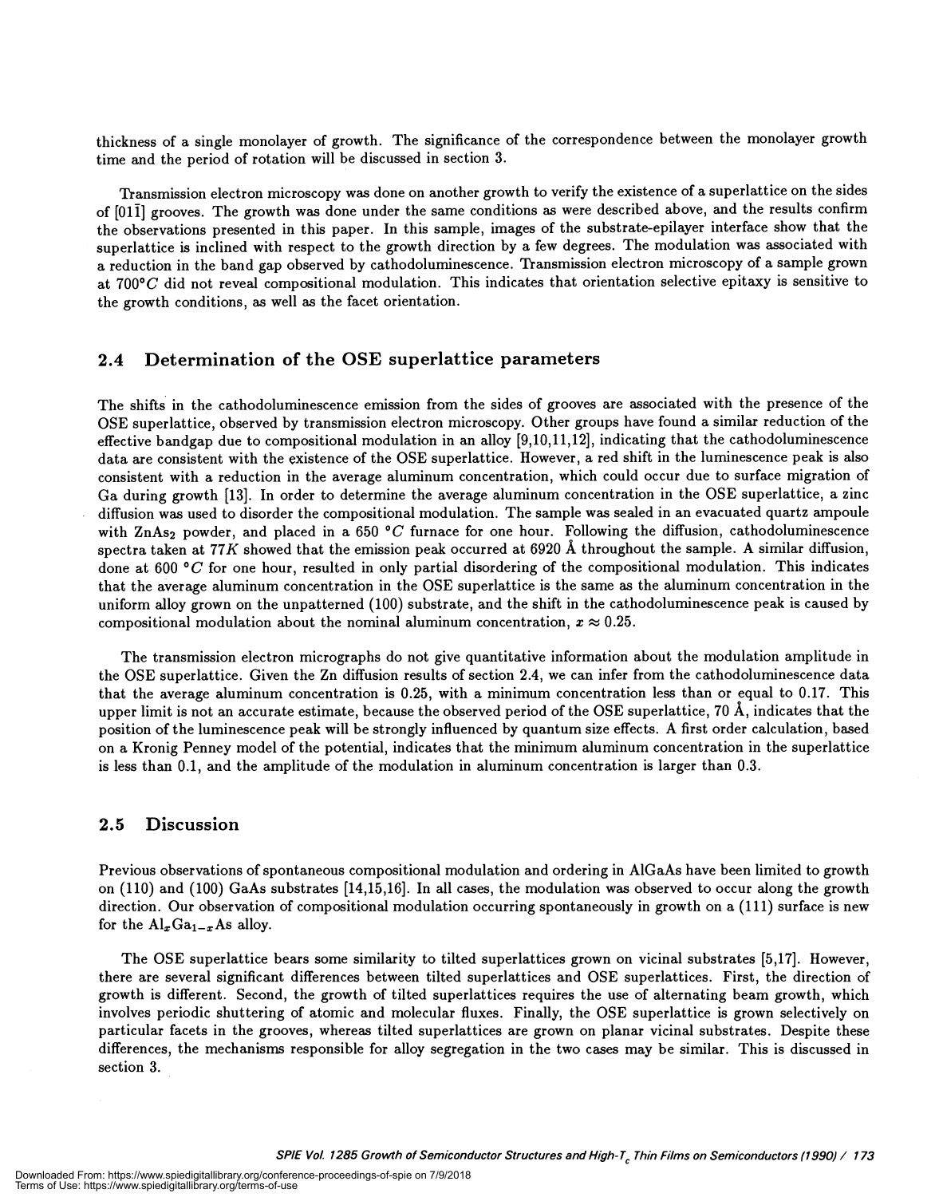thickness of a single monolayer of growth. The significance of the correspondence between the monolayer growth time and the period of rotation will be discussed in section 3.

Transmission electron microscopy was done on another growth to verify the existence of a superlattice on the sides of $[01\bar{1}]$ grooves. The growth was done under the same conditions as were described above, and the results confirm the observations presented in this paper. In this sample, images of the substrate-epilayer interface show that the superlattice is inclined with respect to the growth direction by a few degrees. The modulation was associated with a reduction in the band gap observed by cathodoluminescence. Transmission electron microscopy of a sample grown at $700°C$ did not reveal compositional modulation. This indicates that orientation selective epitaxy is sensitive to the growth conditions, as well as the facet orientation.

## 2.4 Determination of the OSE superlattice parameters

The shifts in the cathodoluminescence emission from the sides of grooves are associated with the presence of the OSE superlattice, observed by transmission electron microscopy. Other groups have found a similar reduction of the effective bandgap due to compositional modulation in an alloy [9,10,11,12], indicating that the cathodoluminescence data are consistent with the existence of the OSE superlattice. However, a red shift in the luminescence peak is also consistent with a reduction in the average aluminum concentration, which could occur due to surface migration of Ga during growth [13]. In order to determine the average aluminum concentration in the OSE superlattice, a zinc diffusion was used to disorder the compositional modulation. The sample was sealed in an evacuated quartz ampoule with $ZnAs_2$ powder, and placed in a 650 $°C$ furnace for one hour. Following the diffusion, cathodoluminescence spectra taken at $77K$ showed that the emission peak occurred at 6920 Å throughout the sample. A similar diffusion, done at 600 $°C$ for one hour, resulted in only partial disordering of the compositional modulation. This indicates that the average aluminum concentration in the OSE superlattice is the same as the aluminum concentration in the uniform alloy grown on the unpatterned (100) substrate, and the shift in the cathodoluminescence peak is caused by compositional modulation about the nominal aluminum concentration, $x \approx 0.25$.

The transmission electron micrographs do not give quantitative information about the modulation amplitude in the OSE superlattice. Given the Zn diffusion results of section 2.4, we can infer from the cathodoluminescence data that the average aluminum concentration is 0.25, with a minimum concentration less than or equal to 0.17. This upper limit is not an accurate estimate, because the observed period of the OSE superlattice, 70 Å, indicates that the position of the luminescence peak will be strongly influenced by quantum size effects. A first order calculation, based on a Kronig Penney model of the potential, indicates that the minimum aluminum concentration in the superlattice is less than 0.1, and the amplitude of the modulation in aluminum concentration is larger than 0.3.

## 2.5 Discussion

Previous observations of spontaneous compositional modulation and ordering in AlGaAs have been limited to growth on (110) and (100) GaAs substrates [14,15,16]. In all cases, the modulation was observed to occur along the growth direction. Our observation of compositional modulation occurring spontaneously in growth on a (111) surface is new for the $Al_xGa_{1-x}As$ alloy.

The OSE superlattice bears some similarity to tilted superlattices grown on vicinal substrates [5,17]. However, there are several significant differences between tilted superlattices and OSE superlattices. First, the direction of growth is different. Second, the growth of tilted superlattices requires the use of alternating beam growth, which involves periodic shuttering of atomic and molecular fluxes. Finally, the OSE superlattice is grown selectively on particular facets in the grooves, whereas tilted superlattices are grown on planar vicinal substrates. Despite these differences, the mechanisms responsible for alloy segregation in the two cases may be similar. This is discussed in section 3.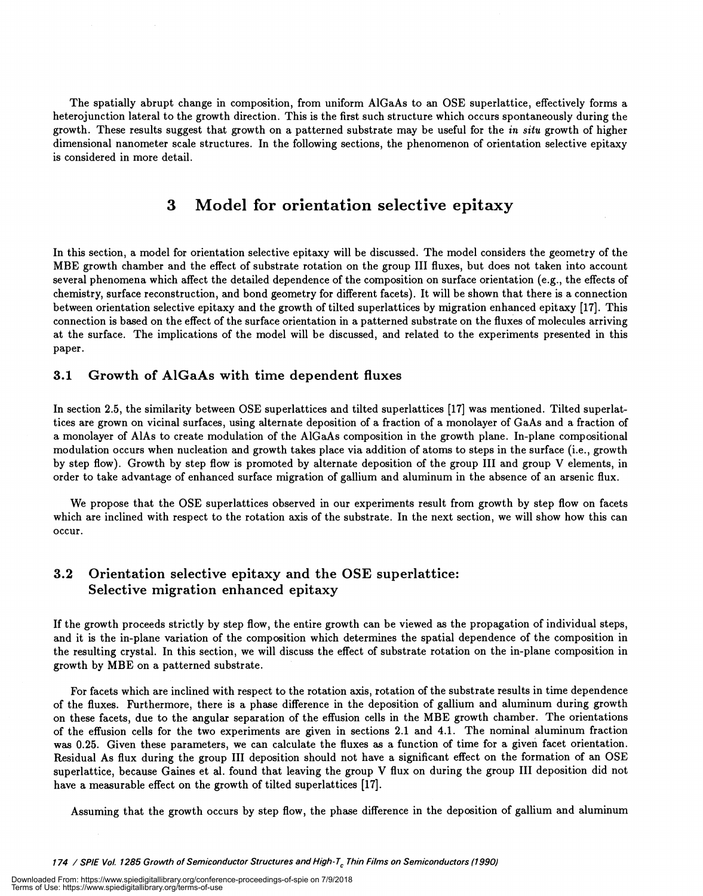The spatially abrupt change in composition, from uniform AlGaAs to an OSE superlattice, effectively forms a heterojunction lateral to the growth direction. This is the first such structure which occurs spontaneously during the growth. These results suggest that growth on a patterned substrate may be useful for the *in situ* growth of higher dimensional nanometer scale structures. In the following sections, the phenomenon of orientation selective epitaxy is considered in more detail.

# 3 Model for orientation selective epitaxy

In this section, a model for orientation selective epitaxy will be discussed. The model considers the geometry of the MBE growth chamber and the effect of substrate rotation on the group III fluxes, but does not taken into account several phenomena which affect the detailed dependence of the composition on surface orientation (e.g., the effects of chemistry, surface reconstruction, and bond geometry for different facets). It will be shown that there is a connection between orientation selective epitaxy and the growth of tilted superlattices by migration enhanced epitaxy [17]. This connection is based on the effect of the surface orientation in a patterned substrate on the fluxes of molecules arriving at the surface. The implications of the model will be discussed, and related to the experiments presented in this paper.

## 3.1 Growth of AlGaAs with time dependent fluxes

In section 2.5, the similarity between OSE superlattices and tilted superlattices [17] was mentioned. Tilted superlattices are grown on vicinal surfaces, using alternate deposition of a fraction of a monolayer of GaAs and a fraction of a monolayer of AlAs to create modulation of the AlGaAs composition in the growth plane. In-plane compositional modulation occurs when nucleation and growth takes place via addition of atoms to steps in the surface (i.e., growth by step flow). Growth by step flow is promoted by alternate deposition of the group III and group V elements, in order to take advantage of enhanced surface migration of gallium and aluminum in the absence of an arsenic flux.

We propose that the OSE superlattices observed in our experiments result from growth by step flow on facets which are inclined with respect to the rotation axis of the substrate. In the next section, we will show how this can occur.

## 3.2 Orientation selective epitaxy and the OSE superlattice: Selective migration enhanced epitaxy

If the growth proceeds strictly by step flow, the entire growth can be viewed as the propagation of individual steps, and it is the in-plane variation of the composition which determines the spatial dependence of the composition in the resulting crystal. In this section, we will discuss the effect of substrate rotation on the in-plane composition in growth by MBE on a patterned substrate.

For facets which are inclined with respect to the rotation axis, rotation of the substrate results in time dependence of the fluxes. Furthermore, there is a phase difference in the deposition of gallium and aluminum during growth on these facets, due to the angular separation of the effusion cells in the MBE growth chamber. The orientations of the effusion cells for the two experiments are given in sections 2.1 and 4.1. The nominal aluminum fraction was 0.25. Given these parameters, we can calculate the fluxes as a function of time for a given facet orientation. Residual As flux during the group III deposition should not have a significant effect on the formation of an OSE superlattice, because Gaines et al. found that leaving the group V flux on during the group III deposition did not have a measurable effect on the growth of tilted superlattices [17].

Assuming that the growth occurs by step flow, the phase difference in the deposition of gallium and aluminum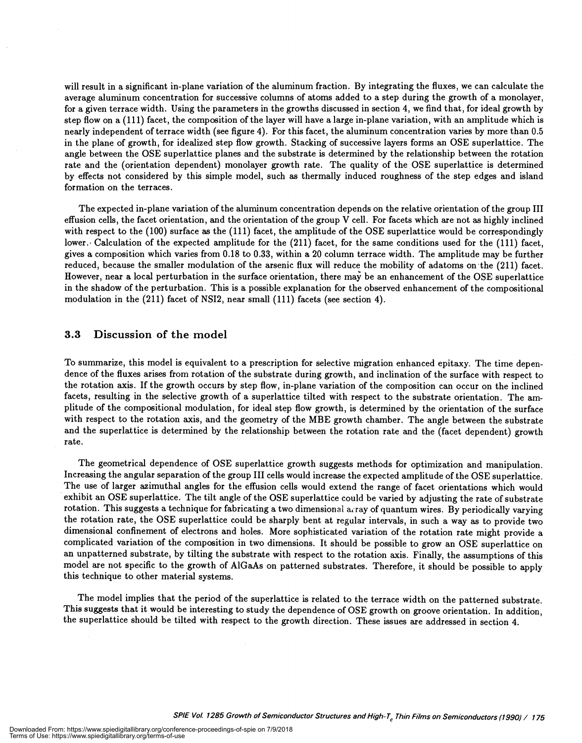will result in a significant in-plane variation of the aluminum fraction. By integrating the fluxes, we can calculate the average aluminum concentration for successive columns of atoms added to a step during the growth of a monolayer, for a given terrace width. Using the parameters in the growths discussed in section 4, we find that, for ideal growth by step flow on a (111) facet, the composition of the layer will have a large in-plane variation, with an amplitude which is nearly independent of terrace width (see figure 4). For this facet, the aluminum concentration varies by more than 0.5 in the plane of growth, for idealized step flow growth. Stacking of successive layers forms an OSE superlattice. The angle between the OSE superlattice planes and the substrate is determined by the relationship between the rotation rate and the (orientation dependent) monolayer growth rate. The quality of the OSE superlattice is determined by effects not considered by this simple model, such as thermally induced roughness of the step edges and island formation on the terraces.

The expected in-plane variation of the aluminum concentration depends on the relative orientation of the group III effusion cells, the facet orientation, and the orientation of the group V cell. For facets which are not as highly inclined with respect to the (100) surface as the (111) facet, the amplitude of the OSE superlattice would be correspondingly lower. Calculation of the expected amplitude for the (211) facet, for the same conditions used for the (111) facet, gives a composition which varies from 0.18 to 0.33, within a 20 column terrace width. The amplitude may be further reduced, because the smaller modulation of the arsenic flux will reduce the mobility of adatoms on the (211) facet. However, near a local perturbation in the surface orientation, there may be an enhancement of the OSE superlattice in the shadow of the perturbation. This is a possible explanation for the observed enhancement of the compositional modulation in the (211) facet of NSI2, near small (111) facets (see section 4).

### 3.3 Discussion of the model

To summarize, this model is equivalent to a prescription for selective migration enhanced epitaxy. The time dependence of the fluxes arises from rotation of the substrate during growth, and inclination of the surface with respect to the rotation axis. If the growth occurs by step flow, in-plane variation of the composition can occur on the inclined facets, resulting in the selective growth of a superlattice tilted with respect to the substrate orientation. The amplitude of the compositional modulation, for ideal step flow growth, is determined by the orientation of the surface with respect to the rotation axis, and the geometry of the MBE growth chamber. The angle between the substrate and the superlattice is determined by the relationship between the rotation rate and the (facet dependent) growth rate.

The geometrical dependence of OSE superlattice growth suggests methods for optimization and manipulation. Increasing the angular separation of the group III cells would increase the expected amplitude of the OSE superlattice. The use of larger azimuthal angles for the effusion cells would extend the range of facet orientations which would exhibit an OSE superlattice. The tilt angle of the OSE superlattice could be varied by adjusting the rate of substrate rotation. This suggests a technique for fabricating a two dimensional array of quantum wires. By periodically varying the rotation rate, the OSE superlattice could be sharply bent at regular intervals, in such a way as to provide two dimensional confinement of electrons and holes. More sophisticated variation of the rotation rate might provide a complicated variation of the composition in two dimensions. It should be possible to grow an OSE superlattice on an unpatterned substrate, by tilting the substrate with respect to the rotation axis. Finally, the assumptions of this model are not specific to the growth of AlGaAs on patterned substrates. Therefore, it should be possible to apply this technique to other material systems.

The model implies that the period of the superlattice is related to the terrace width on the patterned substrate. This suggests that it would be interesting to study the dependence of OSE growth on groove orientation. In addition, the superlattice should be tilted with respect to the growth direction. These issues are addressed in section 4.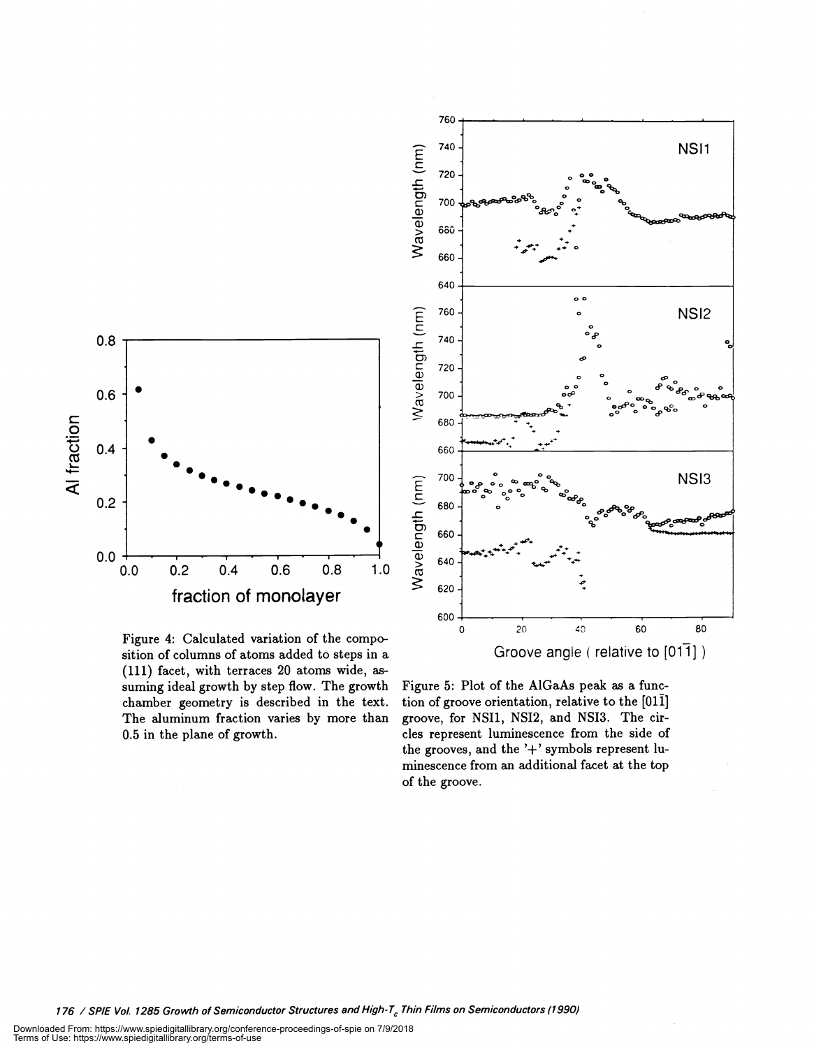Figure 4: Calculated variation of the composition of columns of atoms added to steps in a (111) facet, with terraces 20 atoms wide, assuming ideal growth by step flow. The growth chamber geometry is described in the text. The aluminum fraction varies by more than 0.5 in the plane of growth.

Figure 5: Plot of the AlGaAs peak as a function of groove orientation, relative to the $[01\bar{1}]$ groove, for NSI1, NSI2, and NSI3. The circles represent luminescence from the side of the grooves, and the '+' symbols represent luminescence from an additional facet at the top of the groove.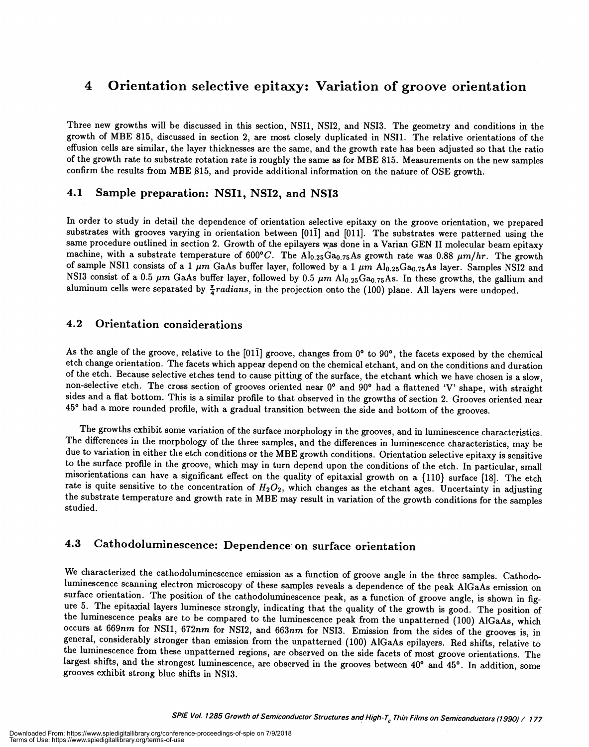# 4 Orientation selective epitaxy: Variation of groove orientation

Three new growths will be discussed in this section, NSI1, NSI2, and NSI3. The geometry and conditions in the growth of MBE 815, discussed in section 2, are most closely duplicated in NSI1. The relative orientations of the effusion cells are similar, the layer thicknesses are the same, and the growth rate has been adjusted so that the ratio of the growth rate to substrate rotation rate is roughly the same as for MBE 815. Measurements on the new samples confirm the results from MBE 815, and provide additional information on the nature of OSE growth.

## 4.1 Sample preparation: NSI1, NSI2, and NSI3

In order to study in detail the dependence of orientation selective epitaxy on the groove orientation, we prepared substrates with grooves varying in orientation between $[01\bar{1}]$ and $[011]$. The substrates were patterned using the same procedure outlined in section 2. Growth of the epilayers was done in a Varian GEN II molecular beam epitaxy machine, with a substrate temperature of $600°C$. The $Al_{0.25}Ga_{0.75}As$ growth rate was $0.88\ \mu m/hr$. The growth of sample NSI1 consists of a $1\ \mu m$ GaAs buffer layer, followed by a $1\ \mu m$ $Al_{0.25}Ga_{0.75}As$ layer. Samples NSI2 and NSI3 consist of a $0.5\ \mu m$ GaAs buffer layer, followed by $0.5\ \mu m$ $Al_{0.25}Ga_{0.75}As$. In these growths, the gallium and aluminum cells were separated by $\frac{\pi}{4} radians$, in the projection onto the (100) plane. All layers were undoped.

## 4.2 Orientation considerations

As the angle of the groove, relative to the $[01\bar{1}]$ groove, changes from 0° to 90°, the facets exposed by the chemical etch change orientation. The facets which appear depend on the chemical etchant, and on the conditions and duration of the etch. Because selective etches tend to cause pitting of the surface, the etchant which we have chosen is a slow, non-selective etch. The cross section of grooves oriented near 0° and 90° had a flattened 'V' shape, with straight sides and a flat bottom. This is a similar profile to that observed in the growths of section 2. Grooves oriented near 45° had a more rounded profile, with a gradual transition between the side and bottom of the grooves.

The growths exhibit some variation of the surface morphology in the grooves, and in luminescence characteristics. The differences in the morphology of the three samples, and the differences in luminescence characteristics, may be due to variation in either the etch conditions or the MBE growth conditions. Orientation selective epitaxy is sensitive to the surface profile in the groove, which may in turn depend upon the conditions of the etch. In particular, small misorientations can have a significant effect on the quality of epitaxial growth on a {110} surface [18]. The etch rate is quite sensitive to the concentration of $H_2O_2$, which changes as the etchant ages. Uncertainty in adjusting the substrate temperature and growth rate in MBE may result in variation of the growth conditions for the samples studied.

## 4.3 Cathodoluminescence: Dependence on surface orientation

We characterized the cathodoluminescence emission as a function of groove angle in the three samples. Cathodoluminescence scanning electron microscopy of these samples reveals a dependence of the peak AlGaAs emission on surface orientation. The position of the cathodoluminescence peak, as a function of groove angle, is shown in figure 5. The epitaxial layers luminesce strongly, indicating that the quality of the growth is good. The position of the luminescence peaks are to be compared to the luminescence peak from the unpatterned (100) AlGaAs, which occurs at $669nm$ for NSI1, $672nm$ for NSI2, and $663nm$ for NSI3. Emission from the sides of the grooves is, in general, considerably stronger than emission from the unpatterned (100) AlGaAs epilayers. Red shifts, relative to the luminescence from these unpatterned regions, are observed on the side facets of most groove orientations. The largest shifts, and the strongest luminescence, are observed in the grooves between 40° and 45°. In addition, some grooves exhibit strong blue shifts in NSI3.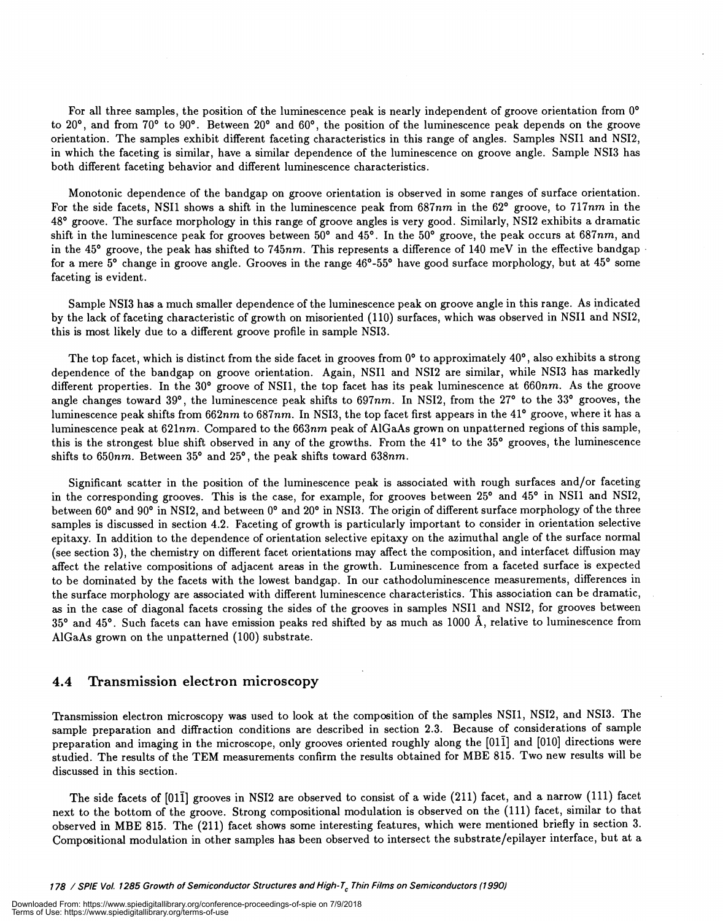For all three samples, the position of the luminescence peak is nearly independent of groove orientation from 0° to 20°, and from 70° to 90°. Between 20° and 60°, the position of the luminescence peak depends on the groove orientation. The samples exhibit different faceting characteristics in this range of angles. Samples NSI1 and NSI2, in which the faceting is similar, have a similar dependence of the luminescence on groove angle. Sample NSI3 has both different faceting behavior and different luminescence characteristics.

Monotonic dependence of the bandgap on groove orientation is observed in some ranges of surface orientation. For the side facets, NSI1 shows a shift in the luminescence peak from 687*nm* in the 62° groove, to 717*nm* in the 48° groove. The surface morphology in this range of groove angles is very good. Similarly, NSI2 exhibits a dramatic shift in the luminescence peak for grooves between 50° and 45°. In the 50° groove, the peak occurs at 687*nm*, and in the 45° groove, the peak has shifted to 745*nm*. This represents a difference of 140 meV in the effective bandgap for a mere 5° change in groove angle. Grooves in the range 46°-55° have good surface morphology, but at 45° some faceting is evident.

Sample NSI3 has a much smaller dependence of the luminescence peak on groove angle in this range. As indicated by the lack of faceting characteristic of growth on misoriented (110) surfaces, which was observed in NSI1 and NSI2, this is most likely due to a different groove profile in sample NSI3.

The top facet, which is distinct from the side facet in grooves from 0° to approximately 40°, also exhibits a strong dependence of the bandgap on groove orientation. Again, NSI1 and NSI2 are similar, while NSI3 has markedly different properties. In the 30° groove of NSI1, the top facet has its peak luminescence at 660*nm*. As the groove angle changes toward 39°, the luminescence peak shifts to 697*nm*. In NSI2, from the 27° to the 33° grooves, the luminescence peak shifts from 662*nm* to 687*nm*. In NSI3, the top facet first appears in the 41° groove, where it has a luminescence peak at 621*nm*. Compared to the 663*nm* peak of AlGaAs grown on unpatterned regions of this sample, this is the strongest blue shift observed in any of the growths. From the 41° to the 35° grooves, the luminescence shifts to 650*nm*. Between 35° and 25°, the peak shifts toward 638*nm*.

Significant scatter in the position of the luminescence peak is associated with rough surfaces and/or faceting in the corresponding grooves. This is the case, for example, for grooves between 25° and 45° in NSI1 and NSI2, between 60° and 90° in NSI2, and between 0° and 20° in NSI3. The origin of different surface morphology of the three samples is discussed in section 4.2. Faceting of growth is particularly important to consider in orientation selective epitaxy. In addition to the dependence of orientation selective epitaxy on the azimuthal angle of the surface normal (see section 3), the chemistry on different facet orientations may affect the composition, and interfacet diffusion may affect the relative compositions of adjacent areas in the growth. Luminescence from a faceted surface is expected to be dominated by the facets with the lowest bandgap. In our cathodoluminescence measurements, differences in the surface morphology are associated with different luminescence characteristics. This association can be dramatic, as in the case of diagonal facets crossing the sides of the grooves in samples NSI1 and NSI2, for grooves between 35° and 45°. Such facets can have emission peaks red shifted by as much as 1000 Å, relative to luminescence from AlGaAs grown on the unpatterned (100) substrate.

## 4.4 Transmission electron microscopy

Transmission electron microscopy was used to look at the composition of the samples NSI1, NSI2, and NSI3. The sample preparation and diffraction conditions are described in section 2.3. Because of considerations of sample preparation and imaging in the microscope, only grooves oriented roughly along the $[01\bar{1}]$ and [010] directions were studied. The results of the TEM measurements confirm the results obtained for MBE 815. Two new results will be discussed in this section.

The side facets of $[01\bar{1}]$ grooves in NSI2 are observed to consist of a wide (211) facet, and a narrow (111) facet next to the bottom of the groove. Strong compositional modulation is observed on the (111) facet, similar to that observed in MBE 815. The (211) facet shows some interesting features, which were mentioned briefly in section 3. Compositional modulation in other samples has been observed to intersect the substrate/epilayer interface, but at a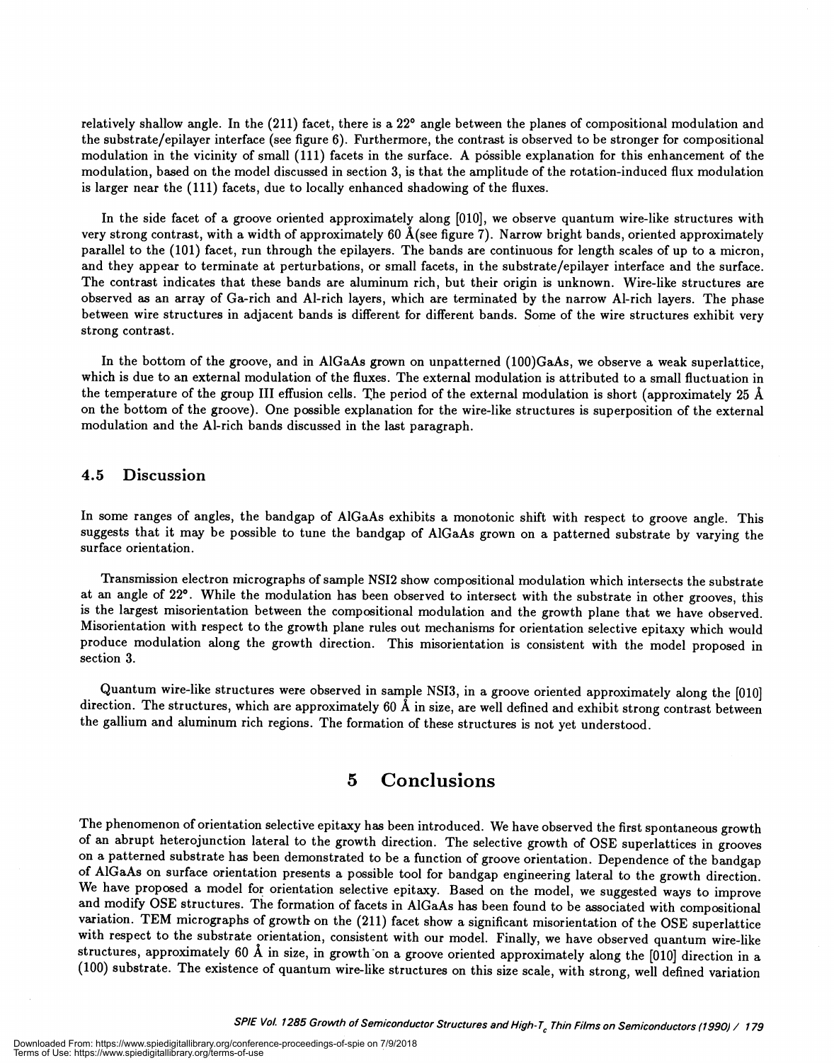relatively shallow angle. In the (211) facet, there is a 22° angle between the planes of compositional modulation and the substrate/epilayer interface (see figure 6). Furthermore, the contrast is observed to be stronger for compositional modulation in the vicinity of small (111) facets in the surface. A possible explanation for this enhancement of the modulation, based on the model discussed in section 3, is that the amplitude of the rotation-induced flux modulation is larger near the (111) facets, due to locally enhanced shadowing of the fluxes.

In the side facet of a groove oriented approximately along [010], we observe quantum wire-like structures with very strong contrast, with a width of approximately 60 Å(see figure 7). Narrow bright bands, oriented approximately parallel to the (101) facet, run through the epilayers. The bands are continuous for length scales of up to a micron, and they appear to terminate at perturbations, or small facets, in the substrate/epilayer interface and the surface. The contrast indicates that these bands are aluminum rich, but their origin is unknown. Wire-like structures are observed as an array of Ga-rich and Al-rich layers, which are terminated by the narrow Al-rich layers. The phase between wire structures in adjacent bands is different for different bands. Some of the wire structures exhibit very strong contrast.

In the bottom of the groove, and in AlGaAs grown on unpatterned (100)GaAs, we observe a weak superlattice, which is due to an external modulation of the fluxes. The external modulation is attributed to a small fluctuation in the temperature of the group III effusion cells. The period of the external modulation is short (approximately 25 Å on the bottom of the groove). One possible explanation for the wire-like structures is superposition of the external modulation and the Al-rich bands discussed in the last paragraph.

## 4.5 Discussion

In some ranges of angles, the bandgap of AlGaAs exhibits a monotonic shift with respect to groove angle. This suggests that it may be possible to tune the bandgap of AlGaAs grown on a patterned substrate by varying the surface orientation.

Transmission electron micrographs of sample NSI2 show compositional modulation which intersects the substrate at an angle of 22°. While the modulation has been observed to intersect with the substrate in other grooves, this is the largest misorientation between the compositional modulation and the growth plane that we have observed. Misorientation with respect to the growth plane rules out mechanisms for orientation selective epitaxy which would produce modulation along the growth direction. This misorientation is consistent with the model proposed in section 3.

Quantum wire-like structures were observed in sample NSI3, in a groove oriented approximately along the [010] direction. The structures, which are approximately 60 Å in size, are well defined and exhibit strong contrast between the gallium and aluminum rich regions. The formation of these structures is not yet understood.

# 5 Conclusions

The phenomenon of orientation selective epitaxy has been introduced. We have observed the first spontaneous growth of an abrupt heterojunction lateral to the growth direction. The selective growth of OSE superlattices in grooves on a patterned substrate has been demonstrated to be a function of groove orientation. Dependence of the bandgap of AlGaAs on surface orientation presents a possible tool for bandgap engineering lateral to the growth direction. We have proposed a model for orientation selective epitaxy. Based on the model, we suggested ways to improve and modify OSE structures. The formation of facets in AlGaAs has been found to be associated with compositional variation. TEM micrographs of growth on the (211) facet show a significant misorientation of the OSE superlattice with respect to the substrate orientation, consistent with our model. Finally, we have observed quantum wire-like structures, approximately 60 Å in size, in growth on a groove oriented approximately along the [010] direction in a (100) substrate. The existence of quantum wire-like structures on this size scale, with strong, well defined variation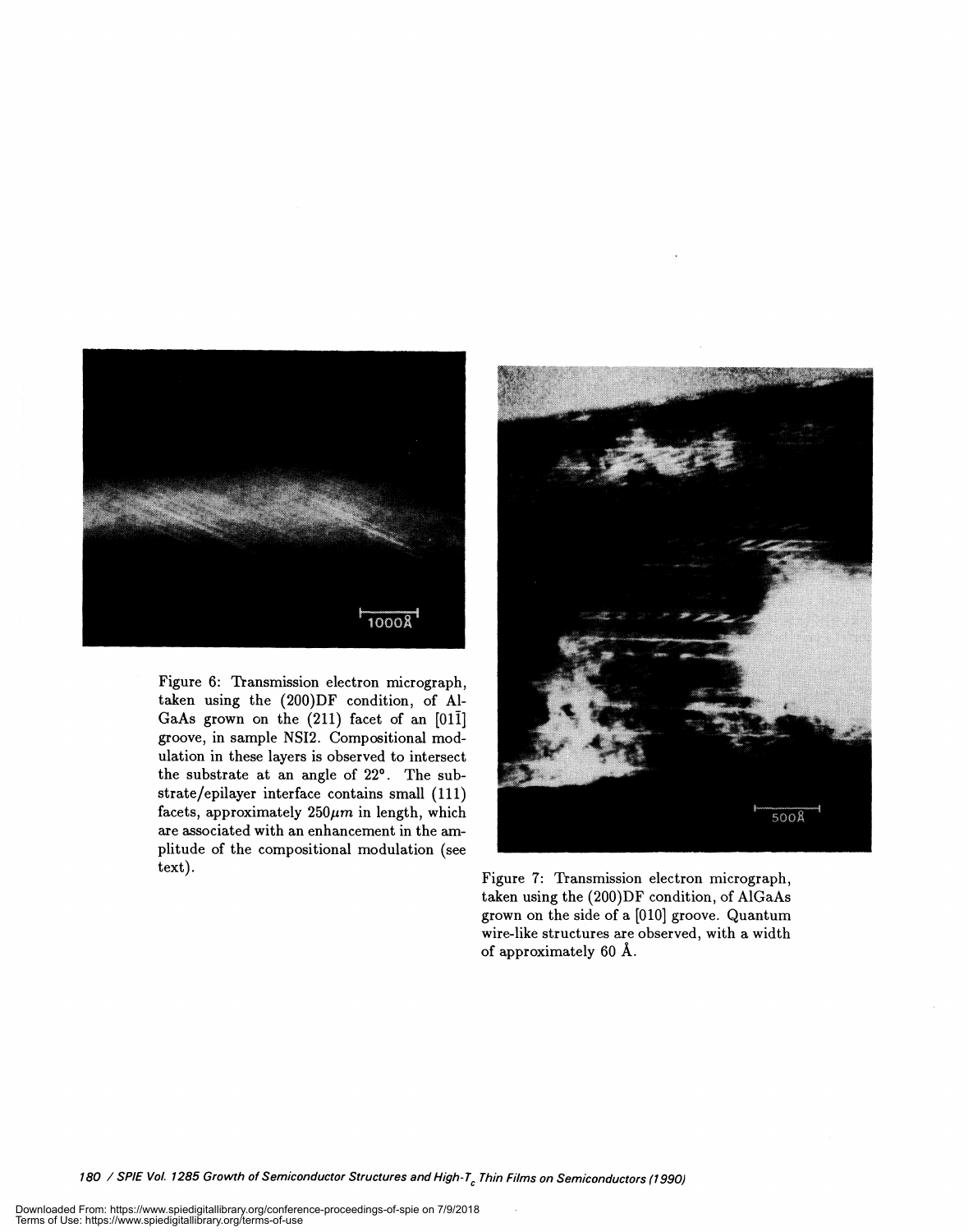Figure 6: Transmission electron micrograph, taken using the (200)DF condition, of AlGaAs grown on the (211) facet of an [01$\bar{1}$] groove, in sample NSI2. Compositional modulation in these layers is observed to intersect the substrate at an angle of 22°. The substrate/epilayer interface contains small (111) facets, approximately $250\mu m$ in length, which are associated with an enhancement in the amplitude of the compositional modulation (see text).

Figure 7: Transmission electron micrograph, taken using the (200)DF condition, of AlGaAs grown on the side of a [010] groove. Quantum wire-like structures are observed, with a width of approximately 60 Å.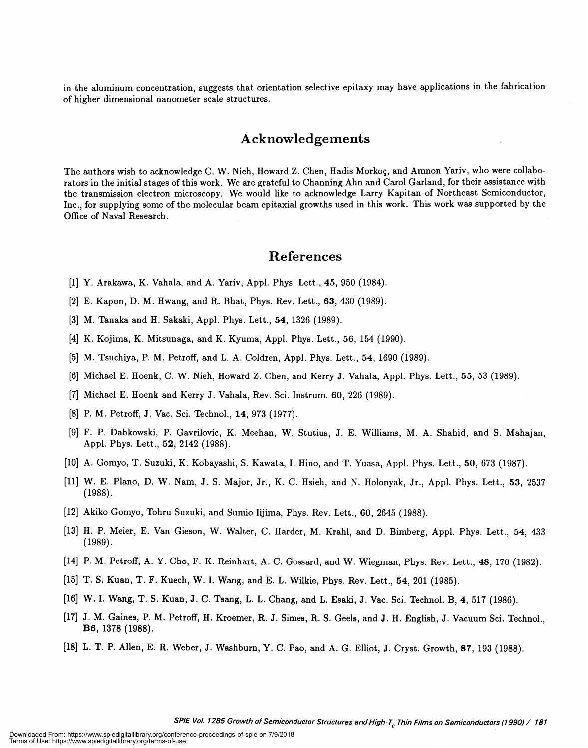in the aluminum concentration, suggests that orientation selective epitaxy may have applications in the fabrication of higher dimensional nanometer scale structures.

## Acknowledgements

The authors wish to acknowledge C. W. Nieh, Howard Z. Chen, Hadis Morkoç, and Amnon Yariv, who were collaborators in the initial stages of this work. We are grateful to Channing Ahn and Carol Garland, for their assistance with the transmission electron microscopy. We would like to acknowledge Larry Kapitan of Northeast Semiconductor, Inc., for supplying some of the molecular beam epitaxial growths used in this work. This work was supported by the Office of Naval Research.

## References

[1] Y. Arakawa, K. Vahala, and A. Yariv, Appl. Phys. Lett., **45**, 950 (1984).

[2] E. Kapon, D. M. Hwang, and R. Bhat, Phys. Rev. Lett., **63**, 430 (1989).

[3] M. Tanaka and H. Sakaki, Appl. Phys. Lett., **54**, 1326 (1989).

[4] K. Kojima, K. Mitsunaga, and K. Kyuma, Appl. Phys. Lett., **56**, 154 (1990).

[5] M. Tsuchiya, P. M. Petroff, and L. A. Coldren, Appl. Phys. Lett., **54**, 1690 (1989).

[6] Michael E. Hoenk, C. W. Nieh, Howard Z. Chen, and Kerry J. Vahala, Appl. Phys. Lett., **55**, 53 (1989).

[7] Michael E. Hoenk and Kerry J. Vahala, Rev. Sci. Instrum. **60**, 226 (1989).

[8] P. M. Petroff, J. Vac. Sci. Technol., **14**, 973 (1977).

[9] F. P. Dabkowski, P. Gavrilovic, K. Meehan, W. Stutius, J. E. Williams, M. A. Shahid, and S. Mahajan, Appl. Phys. Lett., **52**, 2142 (1988).

[10] A. Gomyo, T. Suzuki, K. Kobayashi, S. Kawata, I. Hino, and T. Yuasa, Appl. Phys. Lett., **50**, 673 (1987).

[11] W. E. Plano, D. W. Nam, J. S. Major, Jr., K. C. Hsieh, and N. Holonyak, Jr., Appl. Phys. Lett., **53**, 2537 (1988).

[12] Akiko Gomyo, Tohru Suzuki, and Sumio Iijima, Phys. Rev. Lett., **60**, 2645 (1988).

[13] H. P. Meier, E. Van Gieson, W. Walter, C. Harder, M. Krahl, and D. Bimberg, Appl. Phys. Lett., **54**, 433 (1989).

[14] P. M. Petroff, A. Y. Cho, F. K. Reinhart, A. C. Gossard, and W. Wiegman, Phys. Rev. Lett., **48**, 170 (1982).

[15] T. S. Kuan, T. F. Kuech, W. I. Wang, and E. L. Wilkie, Phys. Rev. Lett., **54**, 201 (1985).

[16] W. I. Wang, T. S. Kuan, J. C. Tsang, L. L. Chang, and L. Esaki, J. Vac. Sci. Technol. B, **4**, 517 (1986).

[17] J. M. Gaines, P. M. Petroff, H. Kroemer, R. J. Simes, R. S. Geels, and J. H. English, J. Vacuum Sci. Technol., **B6**, 1378 (1988).

[18] L. T. P. Allen, E. R. Weber, J. Washburn, Y. C. Pao, and A. G. Elliot, J. Cryst. Growth, **87**, 193 (1988).